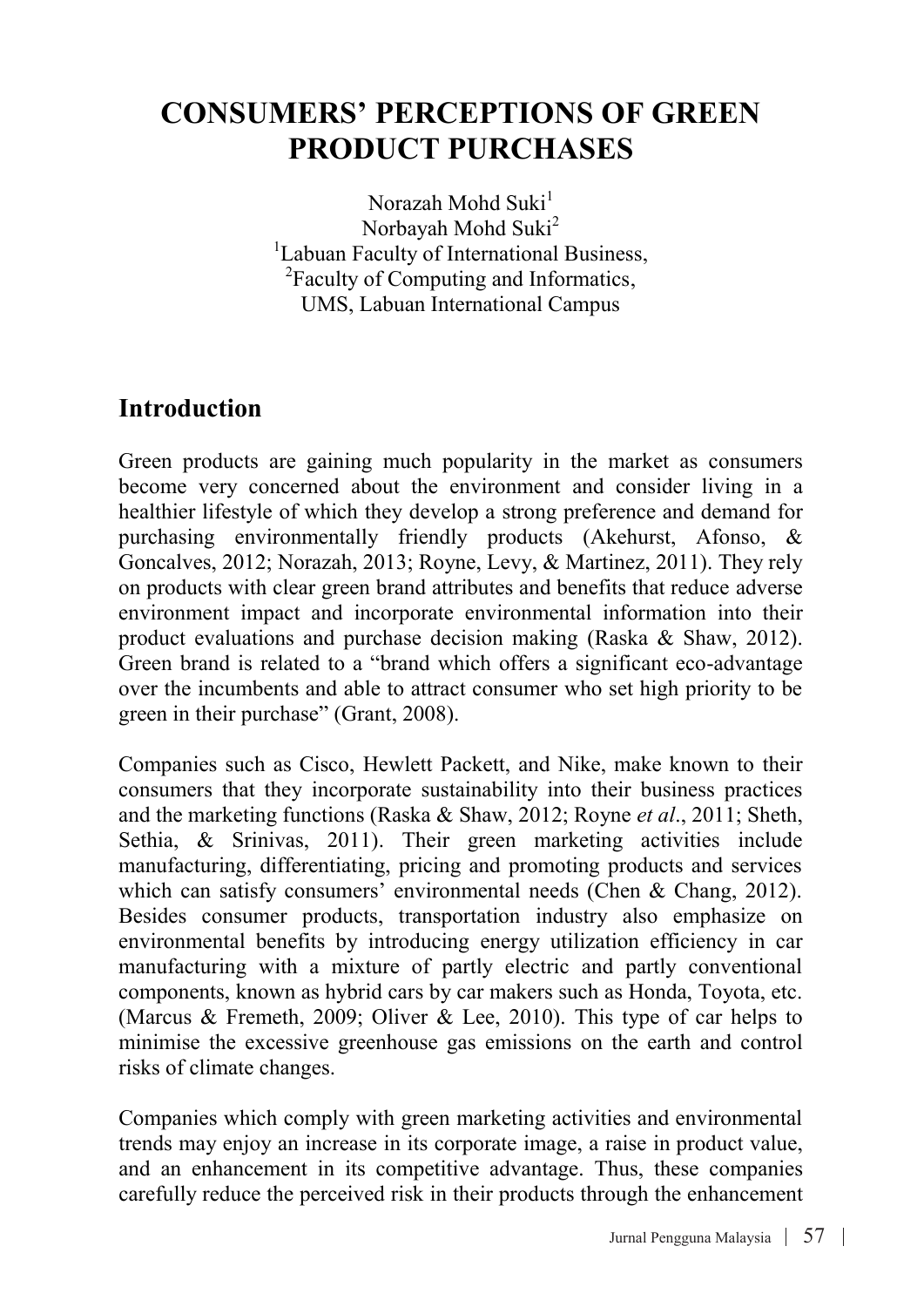# CONSUMERS' PERCEPTIONS OF GREEN PRODUCT PURCHASES

Norazah Mohd Suki[1]
Norbayah Mohd Suki[2]
[1]Labuan Faculty of International Business,
[2]Faculty of Computing and Informatics,
UMS, Labuan International Campus

## Introduction

Green products are gaining much popularity in the market as consumers become very concerned about the environment and consider living in a healthier lifestyle of which they develop a strong preference and demand for purchasing environmentally friendly products (Akehurst, Afonso, & Goncalves, 2012; Norazah, 2013; Royne, Levy, & Martinez, 2011). They rely on products with clear green brand attributes and benefits that reduce adverse environment impact and incorporate environmental information into their product evaluations and purchase decision making (Raska & Shaw, 2012). Green brand is related to a "brand which offers a significant eco-advantage over the incumbents and able to attract consumer who set high priority to be green in their purchase" (Grant, 2008).

Companies such as Cisco, Hewlett Packett, and Nike, make known to their consumers that they incorporate sustainability into their business practices and the marketing functions (Raska & Shaw, 2012; Royne *et al*., 2011; Sheth, Sethia, & Srinivas, 2011). Their green marketing activities include manufacturing, differentiating, pricing and promoting products and services which can satisfy consumers' environmental needs (Chen & Chang, 2012). Besides consumer products, transportation industry also emphasize on environmental benefits by introducing energy utilization efficiency in car manufacturing with a mixture of partly electric and partly conventional components, known as hybrid cars by car makers such as Honda, Toyota, etc. (Marcus & Fremeth, 2009; Oliver & Lee, 2010). This type of car helps to minimise the excessive greenhouse gas emissions on the earth and control risks of climate changes.

Companies which comply with green marketing activities and environmental trends may enjoy an increase in its corporate image, a raise in product value, and an enhancement in its competitive advantage. Thus, these companies carefully reduce the perceived risk in their products through the enhancement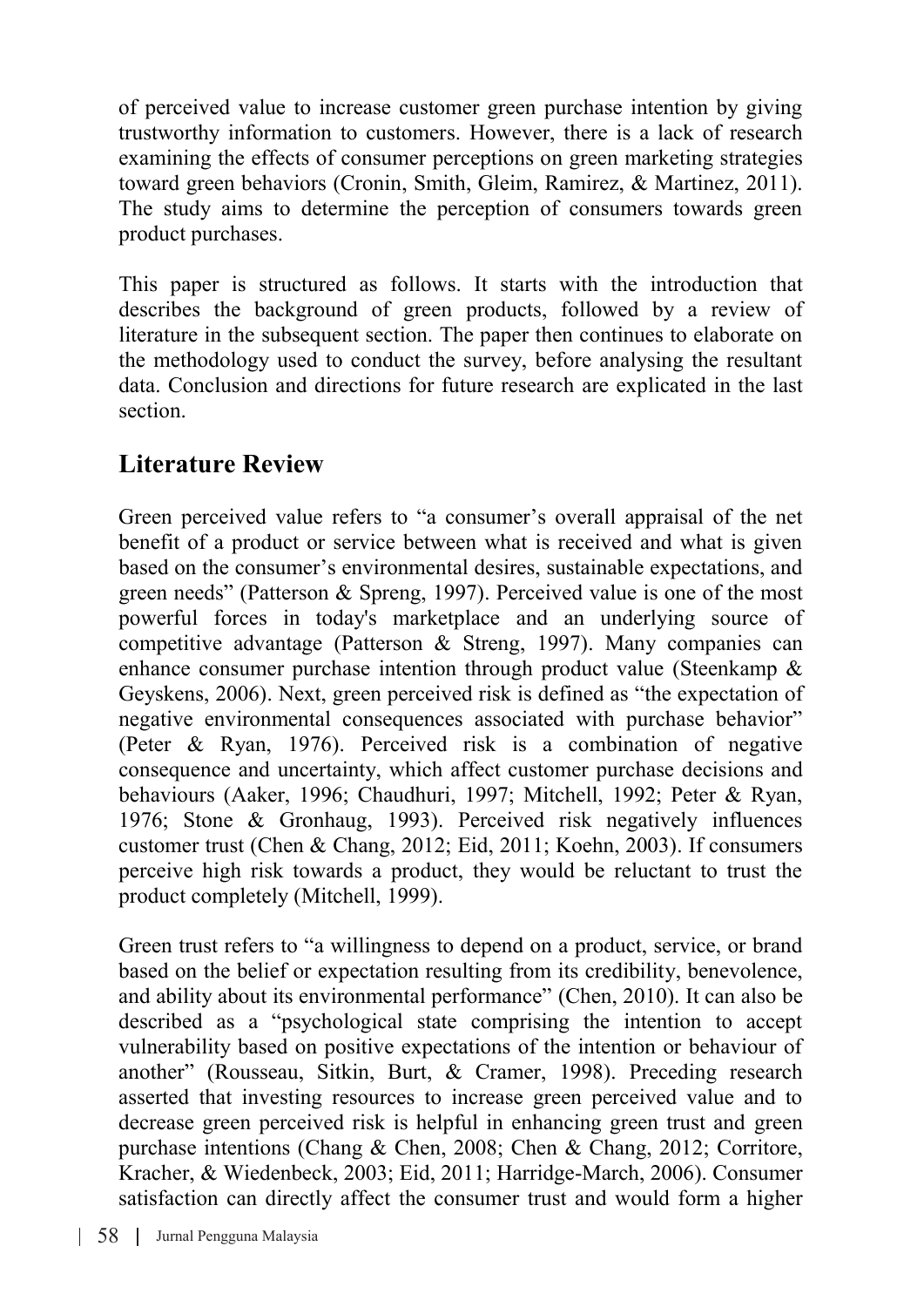of perceived value to increase customer green purchase intention by giving trustworthy information to customers. However, there is a lack of research examining the effects of consumer perceptions on green marketing strategies toward green behaviors (Cronin, Smith, Gleim, Ramirez, & Martinez, 2011). The study aims to determine the perception of consumers towards green product purchases.

This paper is structured as follows. It starts with the introduction that describes the background of green products, followed by a review of literature in the subsequent section. The paper then continues to elaborate on the methodology used to conduct the survey, before analysing the resultant data. Conclusion and directions for future research are explicated in the last section.

## Literature Review

Green perceived value refers to "a consumer's overall appraisal of the net benefit of a product or service between what is received and what is given based on the consumer's environmental desires, sustainable expectations, and green needs" (Patterson & Spreng, 1997). Perceived value is one of the most powerful forces in today's marketplace and an underlying source of competitive advantage (Patterson & Streng, 1997). Many companies can enhance consumer purchase intention through product value (Steenkamp & Geyskens, 2006). Next, green perceived risk is defined as "the expectation of negative environmental consequences associated with purchase behavior" (Peter & Ryan, 1976). Perceived risk is a combination of negative consequence and uncertainty, which affect customer purchase decisions and behaviours (Aaker, 1996; Chaudhuri, 1997; Mitchell, 1992; Peter & Ryan, 1976; Stone & Gronhaug, 1993). Perceived risk negatively influences customer trust (Chen & Chang, 2012; Eid, 2011; Koehn, 2003). If consumers perceive high risk towards a product, they would be reluctant to trust the product completely (Mitchell, 1999).

Green trust refers to "a willingness to depend on a product, service, or brand based on the belief or expectation resulting from its credibility, benevolence, and ability about its environmental performance" (Chen, 2010). It can also be described as a "psychological state comprising the intention to accept vulnerability based on positive expectations of the intention or behaviour of another" (Rousseau, Sitkin, Burt, & Cramer, 1998). Preceding research asserted that investing resources to increase green perceived value and to decrease green perceived risk is helpful in enhancing green trust and green purchase intentions (Chang & Chen, 2008; Chen & Chang, 2012; Corritore, Kracher, & Wiedenbeck, 2003; Eid, 2011; Harridge-March, 2006). Consumer satisfaction can directly affect the consumer trust and would form a higher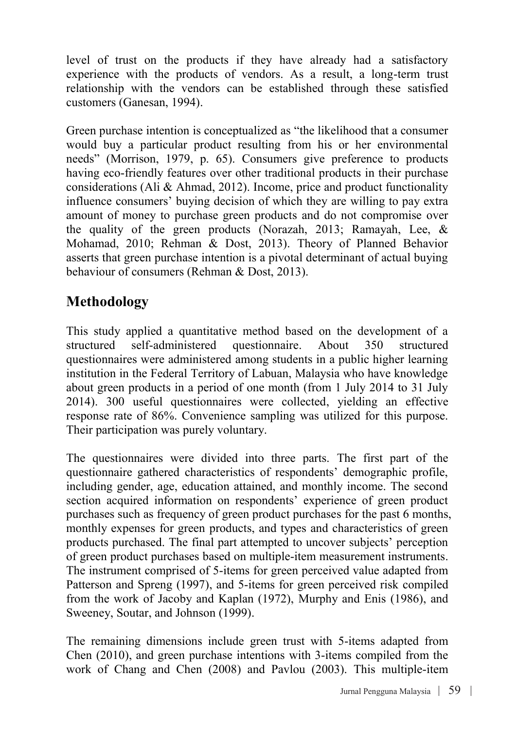level of trust on the products if they have already had a satisfactory experience with the products of vendors. As a result, a long-term trust relationship with the vendors can be established through these satisfied customers (Ganesan, 1994).

Green purchase intention is conceptualized as "the likelihood that a consumer would buy a particular product resulting from his or her environmental needs" (Morrison, 1979, p. 65). Consumers give preference to products having eco-friendly features over other traditional products in their purchase considerations (Ali & Ahmad, 2012). Income, price and product functionality influence consumers' buying decision of which they are willing to pay extra amount of money to purchase green products and do not compromise over the quality of the green products (Norazah, 2013; Ramayah, Lee, & Mohamad, 2010; Rehman & Dost, 2013). Theory of Planned Behavior asserts that green purchase intention is a pivotal determinant of actual buying behaviour of consumers (Rehman & Dost, 2013).

## Methodology

This study applied a quantitative method based on the development of a structured self-administered questionnaire. About 350 structured questionnaires were administered among students in a public higher learning institution in the Federal Territory of Labuan, Malaysia who have knowledge about green products in a period of one month (from 1 July 2014 to 31 July 2014). 300 useful questionnaires were collected, yielding an effective response rate of 86%. Convenience sampling was utilized for this purpose. Their participation was purely voluntary.

The questionnaires were divided into three parts. The first part of the questionnaire gathered characteristics of respondents' demographic profile, including gender, age, education attained, and monthly income. The second section acquired information on respondents' experience of green product purchases such as frequency of green product purchases for the past 6 months, monthly expenses for green products, and types and characteristics of green products purchased. The final part attempted to uncover subjects' perception of green product purchases based on multiple-item measurement instruments. The instrument comprised of 5-items for green perceived value adapted from Patterson and Spreng (1997), and 5-items for green perceived risk compiled from the work of Jacoby and Kaplan (1972), Murphy and Enis (1986), and Sweeney, Soutar, and Johnson (1999).

The remaining dimensions include green trust with 5-items adapted from Chen (2010), and green purchase intentions with 3-items compiled from the work of Chang and Chen (2008) and Pavlou (2003). This multiple-item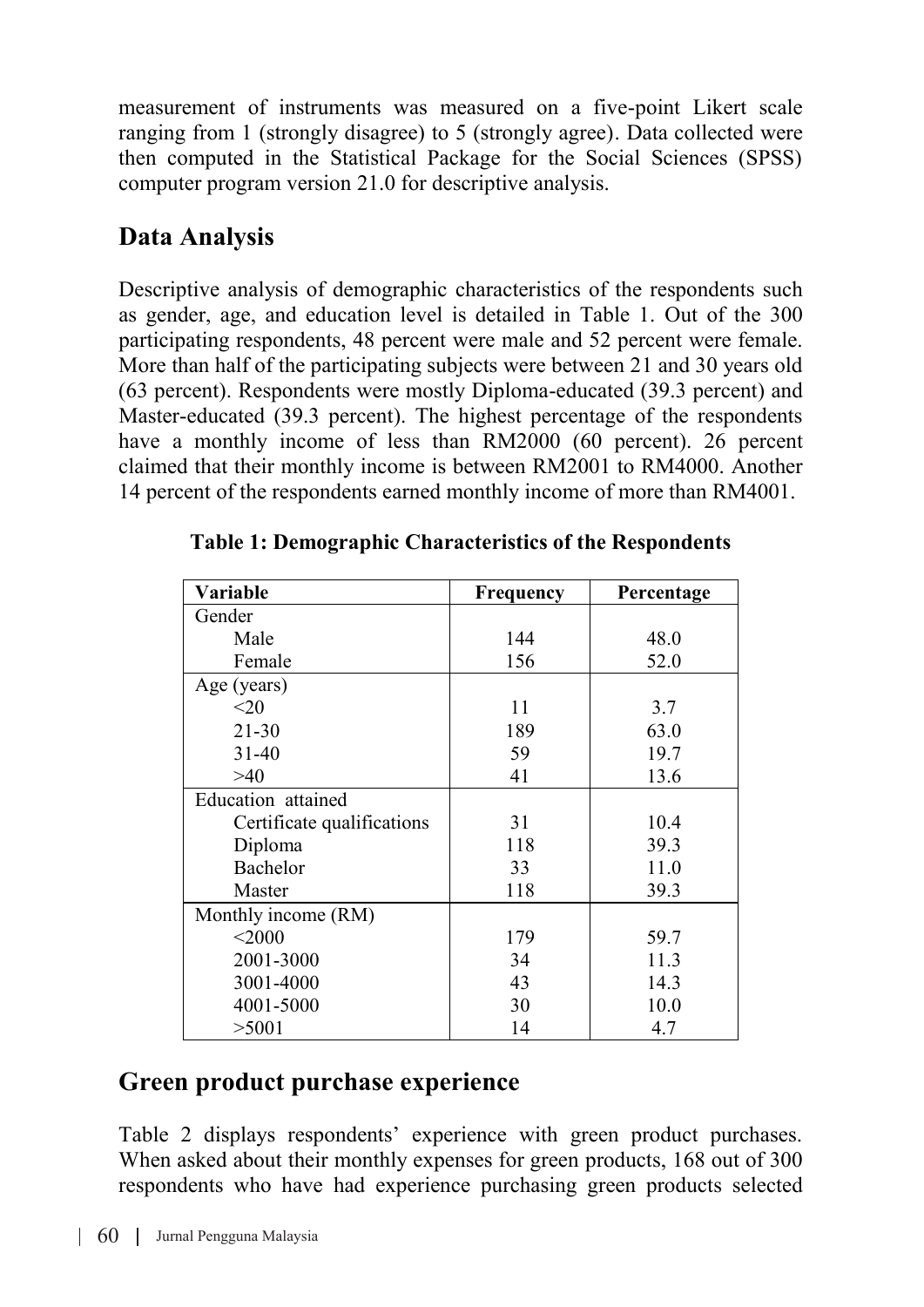measurement of instruments was measured on a five-point Likert scale ranging from 1 (strongly disagree) to 5 (strongly agree). Data collected were then computed in the Statistical Package for the Social Sciences (SPSS) computer program version 21.0 for descriptive analysis.

## Data Analysis

Descriptive analysis of demographic characteristics of the respondents such as gender, age, and education level is detailed in Table 1. Out of the 300 participating respondents, 48 percent were male and 52 percent were female. More than half of the participating subjects were between 21 and 30 years old (63 percent). Respondents were mostly Diploma-educated (39.3 percent) and Master-educated (39.3 percent). The highest percentage of the respondents have a monthly income of less than RM2000 (60 percent). 26 percent claimed that their monthly income is between RM2001 to RM4000. Another 14 percent of the respondents earned monthly income of more than RM4001.

**Table 1: Demographic Characteristics of the Respondents**

| Variable | Frequency | Percentage |
|---|---|---|
| Gender | | |
| Male | 144 | 48.0 |
| Female | 156 | 52.0 |
| Age (years) | | |
| <20 | 11 | 3.7 |
| 21-30 | 189 | 63.0 |
| 31-40 | 59 | 19.7 |
| >40 | 41 | 13.6 |
| Education attained | | |
| Certificate qualifications | 31 | 10.4 |
| Diploma | 118 | 39.3 |
| Bachelor | 33 | 11.0 |
| Master | 118 | 39.3 |
| Monthly income (RM) | | |
| <2000 | 179 | 59.7 |
| 2001-3000 | 34 | 11.3 |
| 3001-4000 | 43 | 14.3 |
| 4001-5000 | 30 | 10.0 |
| >5001 | 14 | 4.7 |

## Green product purchase experience

Table 2 displays respondents' experience with green product purchases. When asked about their monthly expenses for green products, 168 out of 300 respondents who have had experience purchasing green products selected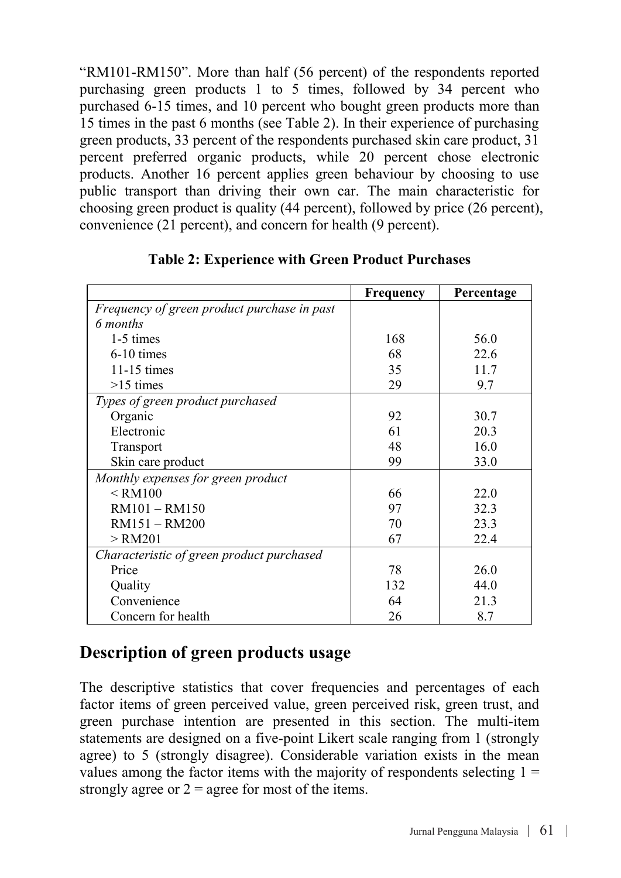"RM101-RM150". More than half (56 percent) of the respondents reported purchasing green products 1 to 5 times, followed by 34 percent who purchased 6-15 times, and 10 percent who bought green products more than 15 times in the past 6 months (see Table 2). In their experience of purchasing green products, 33 percent of the respondents purchased skin care product, 31 percent preferred organic products, while 20 percent chose electronic products. Another 16 percent applies green behaviour by choosing to use public transport than driving their own car. The main characteristic for choosing green product is quality (44 percent), followed by price (26 percent), convenience (21 percent), and concern for health (9 percent).

**Table 2: Experience with Green Product Purchases**

| | Frequency | Percentage |
|---|---|---|
| *Frequency of green product purchase in past 6 months* | | |
| 1-5 times | 168 | 56.0 |
| 6-10 times | 68 | 22.6 |
| 11-15 times | 35 | 11.7 |
| >15 times | 29 | 9.7 |
| *Types of green product purchased* | | |
| Organic | 92 | 30.7 |
| Electronic | 61 | 20.3 |
| Transport | 48 | 16.0 |
| Skin care product | 99 | 33.0 |
| *Monthly expenses for green product* | | |
| < RM100 | 66 | 22.0 |
| RM101 – RM150 | 97 | 32.3 |
| RM151 – RM200 | 70 | 23.3 |
| > RM201 | 67 | 22.4 |
| *Characteristic of green product purchased* | | |
| Price | 78 | 26.0 |
| Quality | 132 | 44.0 |
| Convenience | 64 | 21.3 |
| Concern for health | 26 | 8.7 |

## Description of green products usage

The descriptive statistics that cover frequencies and percentages of each factor items of green perceived value, green perceived risk, green trust, and green purchase intention are presented in this section. The multi-item statements are designed on a five-point Likert scale ranging from 1 (strongly agree) to 5 (strongly disagree). Considerable variation exists in the mean values among the factor items with the majority of respondents selecting 1 = strongly agree or 2 = agree for most of the items.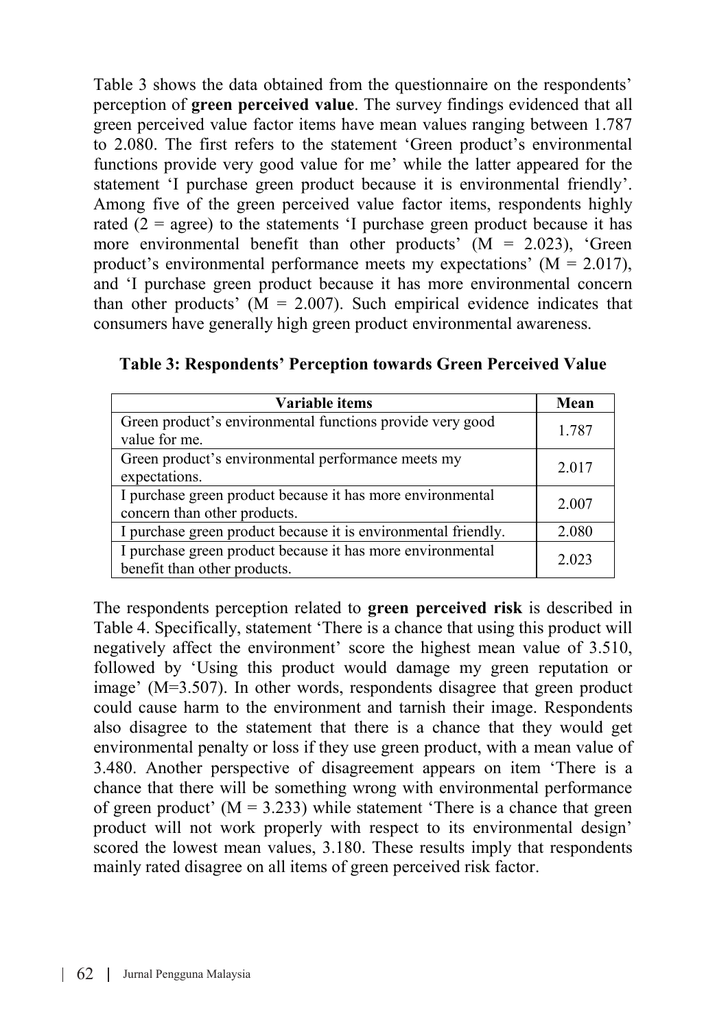Table 3 shows the data obtained from the questionnaire on the respondents' perception of **green perceived value**. The survey findings evidenced that all green perceived value factor items have mean values ranging between 1.787 to 2.080. The first refers to the statement 'Green product's environmental functions provide very good value for me' while the latter appeared for the statement 'I purchase green product because it is environmental friendly'. Among five of the green perceived value factor items, respondents highly rated (2 = agree) to the statements 'I purchase green product because it has more environmental benefit than other products' (M = 2.023), 'Green product's environmental performance meets my expectations' (M = 2.017), and 'I purchase green product because it has more environmental concern than other products' (M = 2.007). Such empirical evidence indicates that consumers have generally high green product environmental awareness.

**Table 3: Respondents' Perception towards Green Perceived Value**

| Variable items | Mean |
|---|---|
| Green product's environmental functions provide very good value for me. | 1.787 |
| Green product's environmental performance meets my expectations. | 2.017 |
| I purchase green product because it has more environmental concern than other products. | 2.007 |
| I purchase green product because it is environmental friendly. | 2.080 |
| I purchase green product because it has more environmental benefit than other products. | 2.023 |

The respondents perception related to **green perceived risk** is described in Table 4. Specifically, statement 'There is a chance that using this product will negatively affect the environment' score the highest mean value of 3.510, followed by 'Using this product would damage my green reputation or image' (M=3.507). In other words, respondents disagree that green product could cause harm to the environment and tarnish their image. Respondents also disagree to the statement that there is a chance that they would get environmental penalty or loss if they use green product, with a mean value of 3.480. Another perspective of disagreement appears on item 'There is a chance that there will be something wrong with environmental performance of green product' (M = 3.233) while statement 'There is a chance that green product will not work properly with respect to its environmental design' scored the lowest mean values, 3.180. These results imply that respondents mainly rated disagree on all items of green perceived risk factor.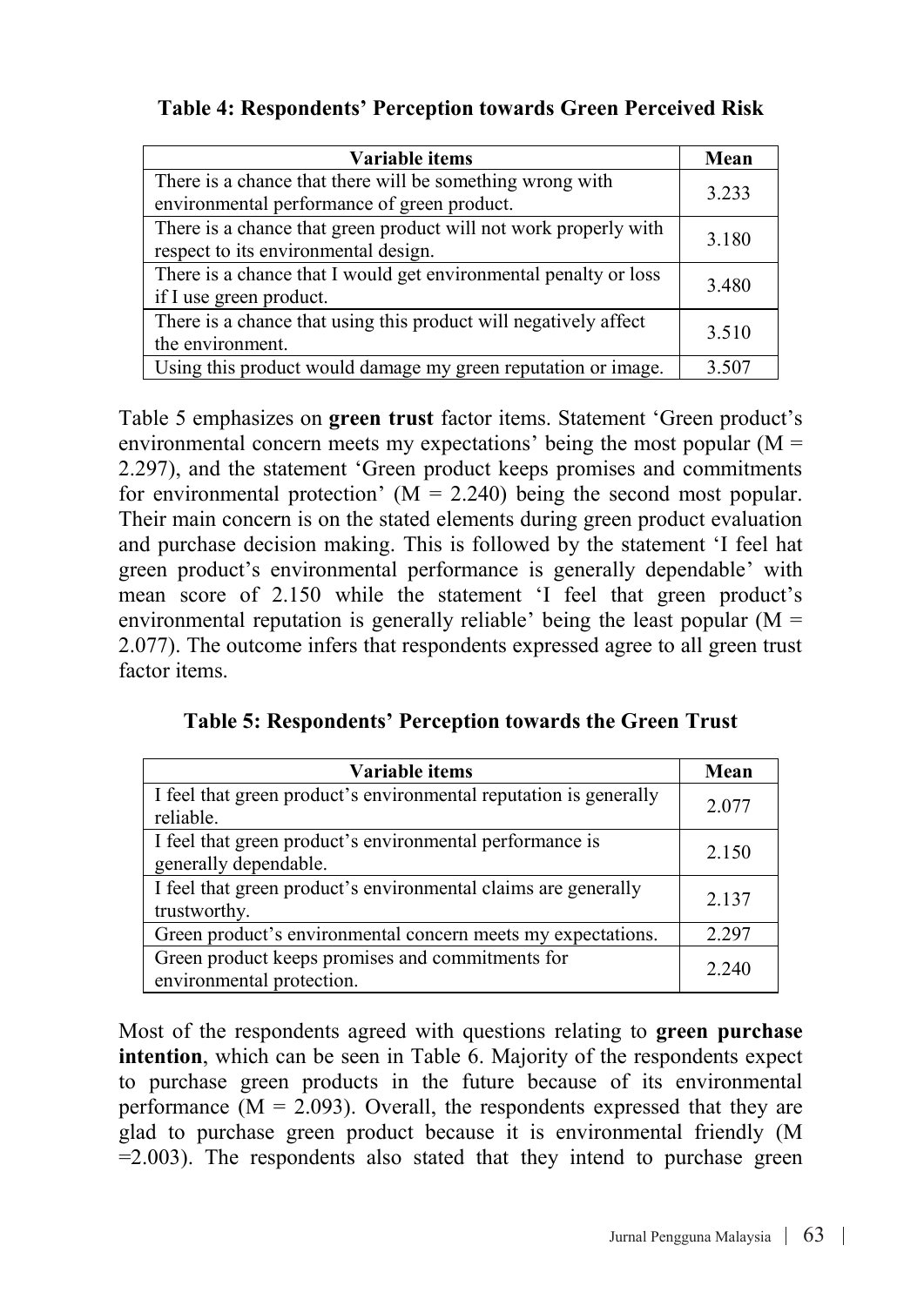**Table 4: Respondents' Perception towards Green Perceived Risk**

| Variable items | Mean |
|---|---|
| There is a chance that there will be something wrong with environmental performance of green product. | 3.233 |
| There is a chance that green product will not work properly with respect to its environmental design. | 3.180 |
| There is a chance that I would get environmental penalty or loss if I use green product. | 3.480 |
| There is a chance that using this product will negatively affect the environment. | 3.510 |
| Using this product would damage my green reputation or image. | 3.507 |

Table 5 emphasizes on **green trust** factor items. Statement 'Green product's environmental concern meets my expectations' being the most popular (M = 2.297), and the statement 'Green product keeps promises and commitments for environmental protection' (M = 2.240) being the second most popular. Their main concern is on the stated elements during green product evaluation and purchase decision making. This is followed by the statement 'I feel hat green product's environmental performance is generally dependable' with mean score of 2.150 while the statement 'I feel that green product's environmental reputation is generally reliable' being the least popular (M = 2.077). The outcome infers that respondents expressed agree to all green trust factor items.

**Table 5: Respondents' Perception towards the Green Trust**

| Variable items | Mean |
|---|---|
| I feel that green product's environmental reputation is generally reliable. | 2.077 |
| I feel that green product's environmental performance is generally dependable. | 2.150 |
| I feel that green product's environmental claims are generally trustworthy. | 2.137 |
| Green product's environmental concern meets my expectations. | 2.297 |
| Green product keeps promises and commitments for environmental protection. | 2.240 |

Most of the respondents agreed with questions relating to **green purchase intention**, which can be seen in Table 6. Majority of the respondents expect to purchase green products in the future because of its environmental performance (M = 2.093). Overall, the respondents expressed that they are glad to purchase green product because it is environmental friendly (M =2.003). The respondents also stated that they intend to purchase green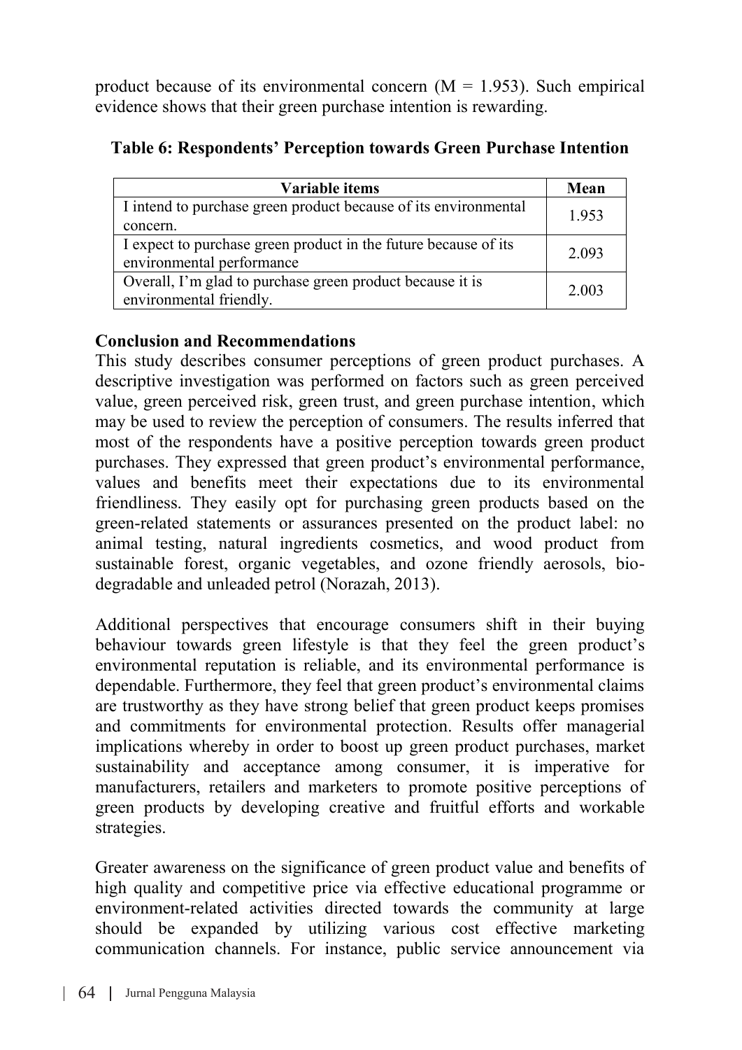product because of its environmental concern (M = 1.953). Such empirical evidence shows that their green purchase intention is rewarding.

**Table 6: Respondents' Perception towards Green Purchase Intention**

| Variable items | Mean |
|---|---|
| I intend to purchase green product because of its environmental concern. | 1.953 |
| I expect to purchase green product in the future because of its environmental performance | 2.093 |
| Overall, I'm glad to purchase green product because it is environmental friendly. | 2.003 |

## Conclusion and Recommendations

This study describes consumer perceptions of green product purchases. A descriptive investigation was performed on factors such as green perceived value, green perceived risk, green trust, and green purchase intention, which may be used to review the perception of consumers. The results inferred that most of the respondents have a positive perception towards green product purchases. They expressed that green product's environmental performance, values and benefits meet their expectations due to its environmental friendliness. They easily opt for purchasing green products based on the green-related statements or assurances presented on the product label: no animal testing, natural ingredients cosmetics, and wood product from sustainable forest, organic vegetables, and ozone friendly aerosols, bio-degradable and unleaded petrol (Norazah, 2013).

Additional perspectives that encourage consumers shift in their buying behaviour towards green lifestyle is that they feel the green product's environmental reputation is reliable, and its environmental performance is dependable. Furthermore, they feel that green product's environmental claims are trustworthy as they have strong belief that green product keeps promises and commitments for environmental protection. Results offer managerial implications whereby in order to boost up green product purchases, market sustainability and acceptance among consumer, it is imperative for manufacturers, retailers and marketers to promote positive perceptions of green products by developing creative and fruitful efforts and workable strategies.

Greater awareness on the significance of green product value and benefits of high quality and competitive price via effective educational programme or environment-related activities directed towards the community at large should be expanded by utilizing various cost effective marketing communication channels. For instance, public service announcement via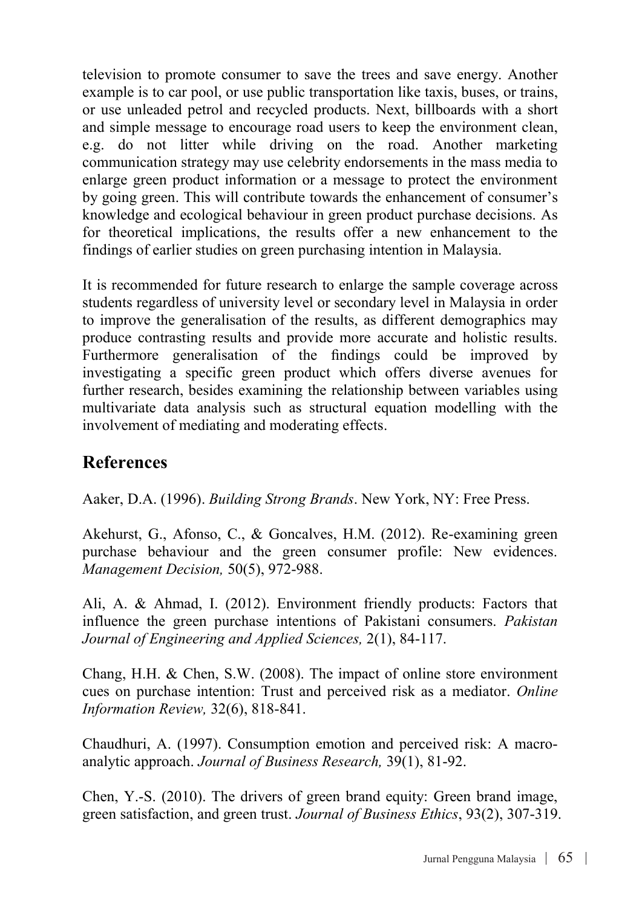television to promote consumer to save the trees and save energy. Another example is to car pool, or use public transportation like taxis, buses, or trains, or use unleaded petrol and recycled products. Next, billboards with a short and simple message to encourage road users to keep the environment clean, e.g. do not litter while driving on the road. Another marketing communication strategy may use celebrity endorsements in the mass media to enlarge green product information or a message to protect the environment by going green. This will contribute towards the enhancement of consumer's knowledge and ecological behaviour in green product purchase decisions. As for theoretical implications, the results offer a new enhancement to the findings of earlier studies on green purchasing intention in Malaysia.

It is recommended for future research to enlarge the sample coverage across students regardless of university level or secondary level in Malaysia in order to improve the generalisation of the results, as different demographics may produce contrasting results and provide more accurate and holistic results. Furthermore generalisation of the findings could be improved by investigating a specific green product which offers diverse avenues for further research, besides examining the relationship between variables using multivariate data analysis such as structural equation modelling with the involvement of mediating and moderating effects.

## References

Aaker, D.A. (1996). *Building Strong Brands*. New York, NY: Free Press.

Akehurst, G., Afonso, C., & Goncalves, H.M. (2012). Re-examining green purchase behaviour and the green consumer profile: New evidences. *Management Decision,* 50(5), 972-988.

Ali, A. & Ahmad, I. (2012). Environment friendly products: Factors that influence the green purchase intentions of Pakistani consumers. *Pakistan Journal of Engineering and Applied Sciences,* 2(1), 84-117.

Chang, H.H. & Chen, S.W. (2008). The impact of online store environment cues on purchase intention: Trust and perceived risk as a mediator. *Online Information Review,* 32(6), 818-841.

Chaudhuri, A. (1997). Consumption emotion and perceived risk: A macro-analytic approach. *Journal of Business Research,* 39(1), 81-92.

Chen, Y.-S. (2010). The drivers of green brand equity: Green brand image, green satisfaction, and green trust. *Journal of Business Ethics*, 93(2), 307-319.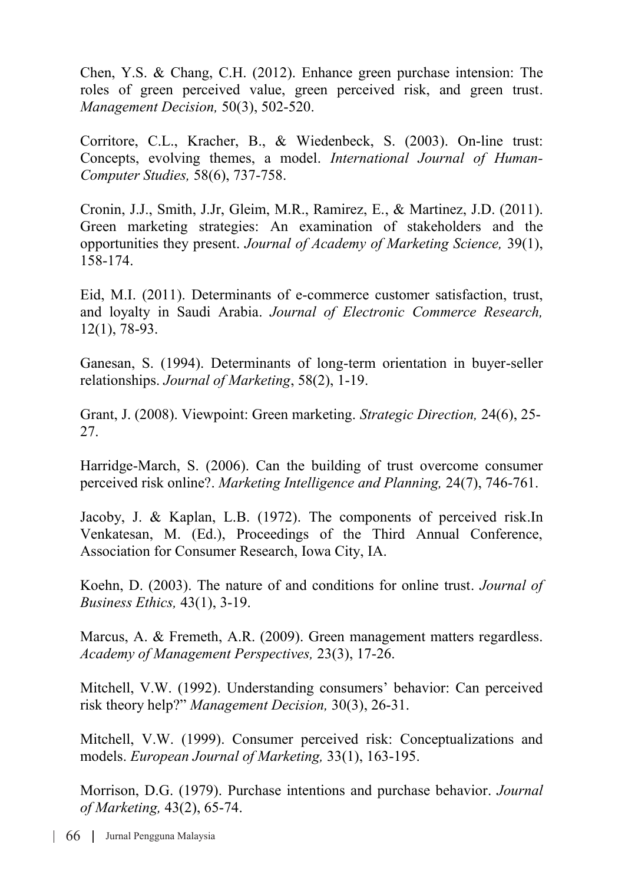Chen, Y.S. & Chang, C.H. (2012). Enhance green purchase intension: The roles of green perceived value, green perceived risk, and green trust. *Management Decision,* 50(3), 502-520.

Corritore, C.L., Kracher, B., & Wiedenbeck, S. (2003). On-line trust: Concepts, evolving themes, a model. *International Journal of Human-Computer Studies,* 58(6), 737-758.

Cronin, J.J., Smith, J.Jr, Gleim, M.R., Ramirez, E., & Martinez, J.D. (2011). Green marketing strategies: An examination of stakeholders and the opportunities they present. *Journal of Academy of Marketing Science,* 39(1), 158-174.

Eid, M.I. (2011). Determinants of e-commerce customer satisfaction, trust, and loyalty in Saudi Arabia. *Journal of Electronic Commerce Research,* 12(1), 78-93.

Ganesan, S. (1994). Determinants of long-term orientation in buyer-seller relationships. *Journal of Marketing*, 58(2), 1-19.

Grant, J. (2008). Viewpoint: Green marketing. *Strategic Direction,* 24(6), 25-27.

Harridge-March, S. (2006). Can the building of trust overcome consumer perceived risk online?. *Marketing Intelligence and Planning,* 24(7), 746-761.

Jacoby, J. & Kaplan, L.B. (1972). The components of perceived risk.In Venkatesan, M. (Ed.), Proceedings of the Third Annual Conference, Association for Consumer Research, Iowa City, IA.

Koehn, D. (2003). The nature of and conditions for online trust. *Journal of Business Ethics,* 43(1), 3-19.

Marcus, A. & Fremeth, A.R. (2009). Green management matters regardless. *Academy of Management Perspectives,* 23(3), 17-26.

Mitchell, V.W. (1992). Understanding consumers' behavior: Can perceived risk theory help?" *Management Decision,* 30(3), 26-31.

Mitchell, V.W. (1999). Consumer perceived risk: Conceptualizations and models. *European Journal of Marketing,* 33(1), 163-195.

Morrison, D.G. (1979). Purchase intentions and purchase behavior. *Journal of Marketing,* 43(2), 65-74.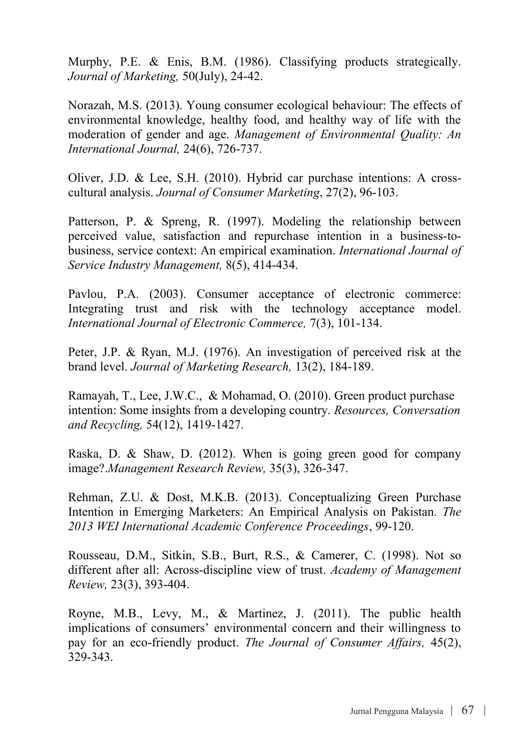Murphy, P.E. & Enis, B.M. (1986). Classifying products strategically. *Journal of Marketing,* 50(July), 24-42.

Norazah, M.S. (2013). Young consumer ecological behaviour: The effects of environmental knowledge, healthy food, and healthy way of life with the moderation of gender and age. *Management of Environmental Quality: An International Journal,* 24(6), 726-737.

Oliver, J.D. & Lee, S.H. (2010). Hybrid car purchase intentions: A cross-cultural analysis. *Journal of Consumer Marketing*, 27(2), 96-103.

Patterson, P. & Spreng, R. (1997). Modeling the relationship between perceived value, satisfaction and repurchase intention in a business-to-business, service context: An empirical examination. *International Journal of Service Industry Management,* 8(5), 414-434.

Pavlou, P.A. (2003). Consumer acceptance of electronic commerce: Integrating trust and risk with the technology acceptance model. *International Journal of Electronic Commerce,* 7(3), 101-134.

Peter, J.P. & Ryan, M.J. (1976). An investigation of perceived risk at the brand level. *Journal of Marketing Research,* 13(2), 184-189.

Ramayah, T., Lee, J.W.C., & Mohamad, O. (2010). Green product purchase intention: Some insights from a developing country. *Resources, Conversation and Recycling,* 54(12), 1419-1427.

Raska, D. & Shaw, D. (2012). When is going green good for company image?.*Management Research Review,* 35(3), 326-347.

Rehman, Z.U. & Dost, M.K.B. (2013). Conceptualizing Green Purchase Intention in Emerging Marketers: An Empirical Analysis on Pakistan. *The 2013 WEI International Academic Conference Proceedings*, 99-120.

Rousseau, D.M., Sitkin, S.B., Burt, R.S., & Camerer, C. (1998). Not so different after all: Across-discipline view of trust. *Academy of Management Review,* 23(3), 393-404.

Royne, M.B., Levy, M., & Martinez, J. (2011). The public health implications of consumers' environmental concern and their willingness to pay for an eco-friendly product. *The Journal of Consumer Affairs,* 45(2), 329-343.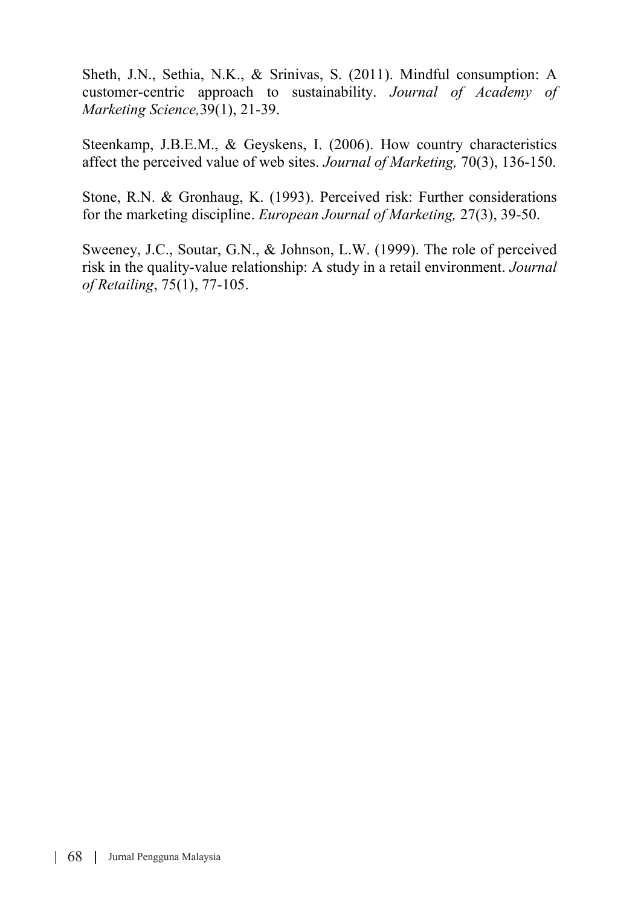Sheth, J.N., Sethia, N.K., & Srinivas, S. (2011). Mindful consumption: A customer-centric approach to sustainability. *Journal of Academy of Marketing Science,*39(1), 21-39.

Steenkamp, J.B.E.M., & Geyskens, I. (2006). How country characteristics affect the perceived value of web sites. *Journal of Marketing,* 70(3), 136-150.

Stone, R.N. & Gronhaug, K. (1993). Perceived risk: Further considerations for the marketing discipline. *European Journal of Marketing,* 27(3), 39-50.

Sweeney, J.C., Soutar, G.N., & Johnson, L.W. (1999). The role of perceived risk in the quality-value relationship: A study in a retail environment. *Journal of Retailing*, 75(1), 77-105.